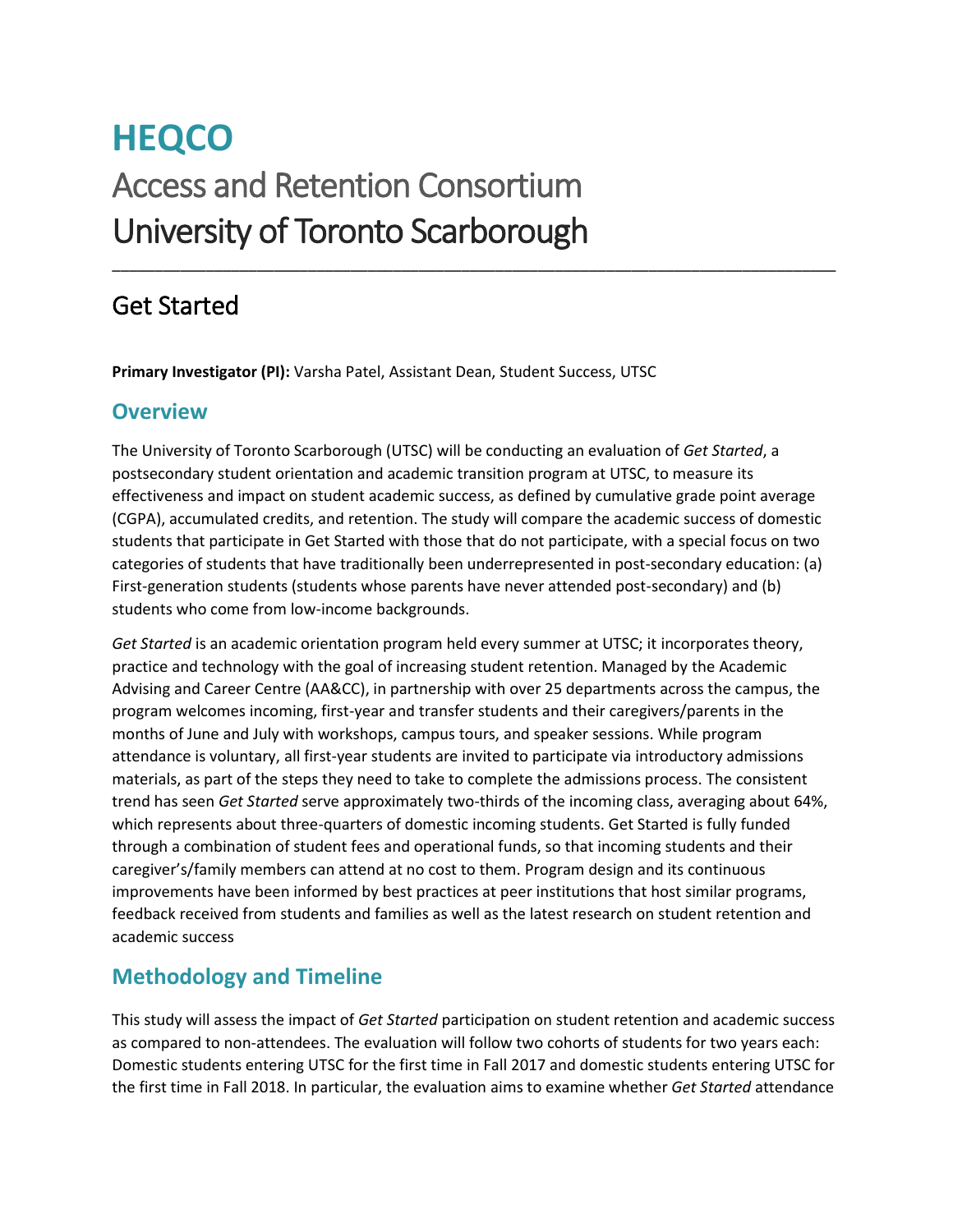# HEQCO

Access and Retention Consortium

University of Toronto Scarborough

---

## Get Started

**Primary Investigator (PI):** Varsha Patel, Assistant Dean, Student Success, UTSC

### Overview

The University of Toronto Scarborough (UTSC) will be conducting an evaluation of *Get Started*, a postsecondary student orientation and academic transition program at UTSC, to measure its effectiveness and impact on student academic success, as defined by cumulative grade point average (CGPA), accumulated credits, and retention. The study will compare the academic success of domestic students that participate in Get Started with those that do not participate, with a special focus on two categories of students that have traditionally been underrepresented in post-secondary education: (a) First-generation students (students whose parents have never attended post-secondary) and (b) students who come from low-income backgrounds.

*Get Started* is an academic orientation program held every summer at UTSC; it incorporates theory, practice and technology with the goal of increasing student retention. Managed by the Academic Advising and Career Centre (AA&CC), in partnership with over 25 departments across the campus, the program welcomes incoming, first-year and transfer students and their caregivers/parents in the months of June and July with workshops, campus tours, and speaker sessions. While program attendance is voluntary, all first-year students are invited to participate via introductory admissions materials, as part of the steps they need to take to complete the admissions process. The consistent trend has seen *Get Started* serve approximately two-thirds of the incoming class, averaging about 64%, which represents about three-quarters of domestic incoming students. Get Started is fully funded through a combination of student fees and operational funds, so that incoming students and their caregiver's/family members can attend at no cost to them. Program design and its continuous improvements have been informed by best practices at peer institutions that host similar programs, feedback received from students and families as well as the latest research on student retention and academic success

### Methodology and Timeline

This study will assess the impact of *Get Started* participation on student retention and academic success as compared to non-attendees. The evaluation will follow two cohorts of students for two years each: Domestic students entering UTSC for the first time in Fall 2017 and domestic students entering UTSC for the first time in Fall 2018. In particular, the evaluation aims to examine whether *Get Started* attendance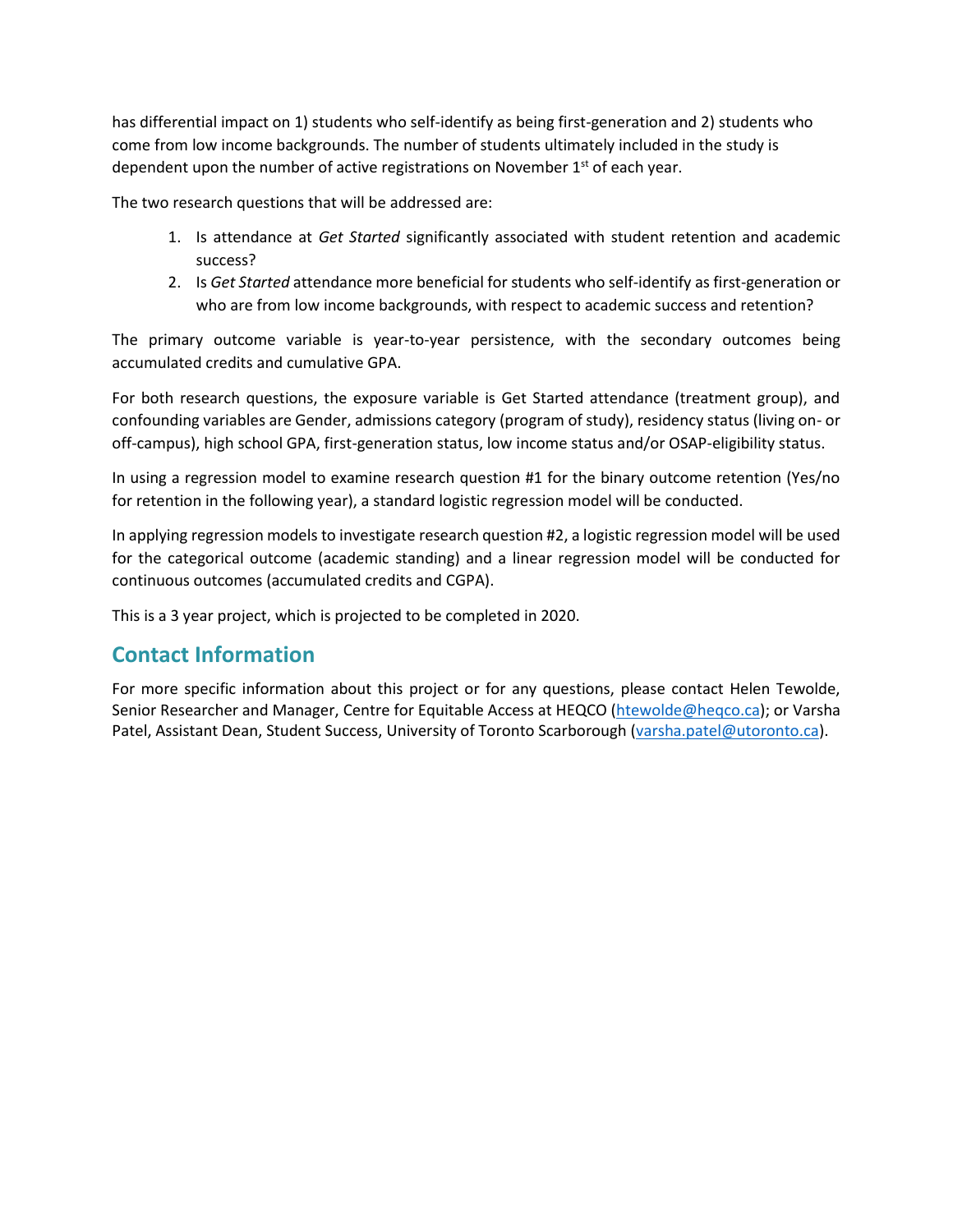has differential impact on 1) students who self-identify as being first-generation and 2) students who come from low income backgrounds. The number of students ultimately included in the study is dependent upon the number of active registrations on November 1st of each year.

The two research questions that will be addressed are:

1. Is attendance at *Get Started* significantly associated with student retention and academic success?
2. Is *Get Started* attendance more beneficial for students who self-identify as first-generation or who are from low income backgrounds, with respect to academic success and retention?

The primary outcome variable is year-to-year persistence, with the secondary outcomes being accumulated credits and cumulative GPA.

For both research questions, the exposure variable is Get Started attendance (treatment group), and confounding variables are Gender, admissions category (program of study), residency status (living on- or off-campus), high school GPA, first-generation status, low income status and/or OSAP-eligibility status.

In using a regression model to examine research question #1 for the binary outcome retention (Yes/no for retention in the following year), a standard logistic regression model will be conducted.

In applying regression models to investigate research question #2, a logistic regression model will be used for the categorical outcome (academic standing) and a linear regression model will be conducted for continuous outcomes (accumulated credits and CGPA).

This is a 3 year project, which is projected to be completed in 2020.

## Contact Information

For more specific information about this project or for any questions, please contact Helen Tewolde, Senior Researcher and Manager, Centre for Equitable Access at HEQCO (htewolde@heqco.ca); or Varsha Patel, Assistant Dean, Student Success, University of Toronto Scarborough (varsha.patel@utoronto.ca).